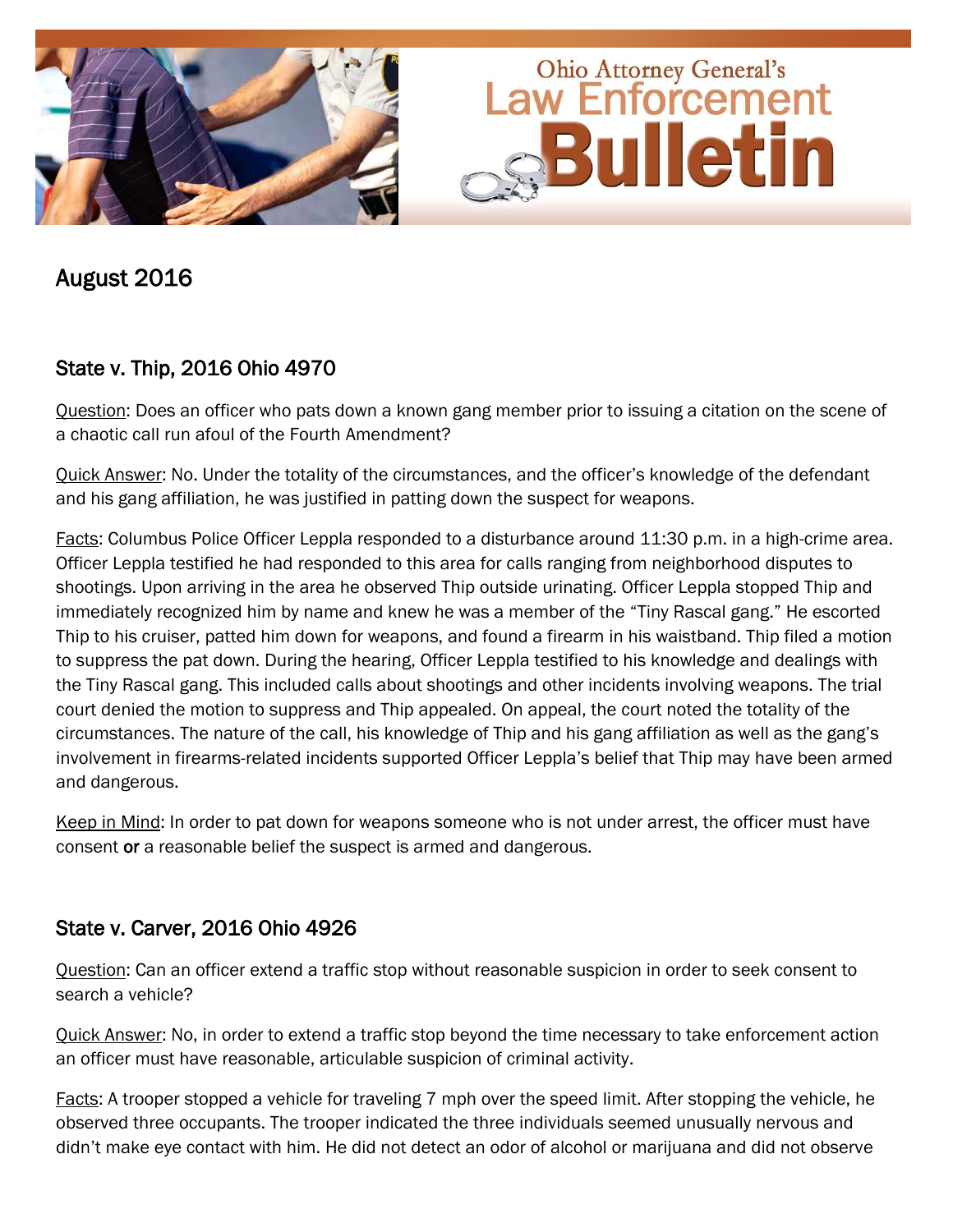# Ohio Attorney General's Law Enforcement Bulletin

## August 2016

### State v. Thip, 2016 Ohio 4970

Question: Does an officer who pats down a known gang member prior to issuing a citation on the scene of a chaotic call run afoul of the Fourth Amendment?

Quick Answer: No. Under the totality of the circumstances, and the officer's knowledge of the defendant and his gang affiliation, he was justified in patting down the suspect for weapons.

Facts: Columbus Police Officer Leppla responded to a disturbance around 11:30 p.m. in a high-crime area. Officer Leppla testified he had responded to this area for calls ranging from neighborhood disputes to shootings. Upon arriving in the area he observed Thip outside urinating. Officer Leppla stopped Thip and immediately recognized him by name and knew he was a member of the "Tiny Rascal gang." He escorted Thip to his cruiser, patted him down for weapons, and found a firearm in his waistband. Thip filed a motion to suppress the pat down. During the hearing, Officer Leppla testified to his knowledge and dealings with the Tiny Rascal gang. This included calls about shootings and other incidents involving weapons. The trial court denied the motion to suppress and Thip appealed. On appeal, the court noted the totality of the circumstances. The nature of the call, his knowledge of Thip and his gang affiliation as well as the gang's involvement in firearms-related incidents supported Officer Leppla's belief that Thip may have been armed and dangerous.

Keep in Mind: In order to pat down for weapons someone who is not under arrest, the officer must have consent **or** a reasonable belief the suspect is armed and dangerous.

### State v. Carver, 2016 Ohio 4926

Question: Can an officer extend a traffic stop without reasonable suspicion in order to seek consent to search a vehicle?

Quick Answer: No, in order to extend a traffic stop beyond the time necessary to take enforcement action an officer must have reasonable, articulable suspicion of criminal activity.

Facts: A trooper stopped a vehicle for traveling 7 mph over the speed limit. After stopping the vehicle, he observed three occupants. The trooper indicated the three individuals seemed unusually nervous and didn't make eye contact with him. He did not detect an odor of alcohol or marijuana and did not observe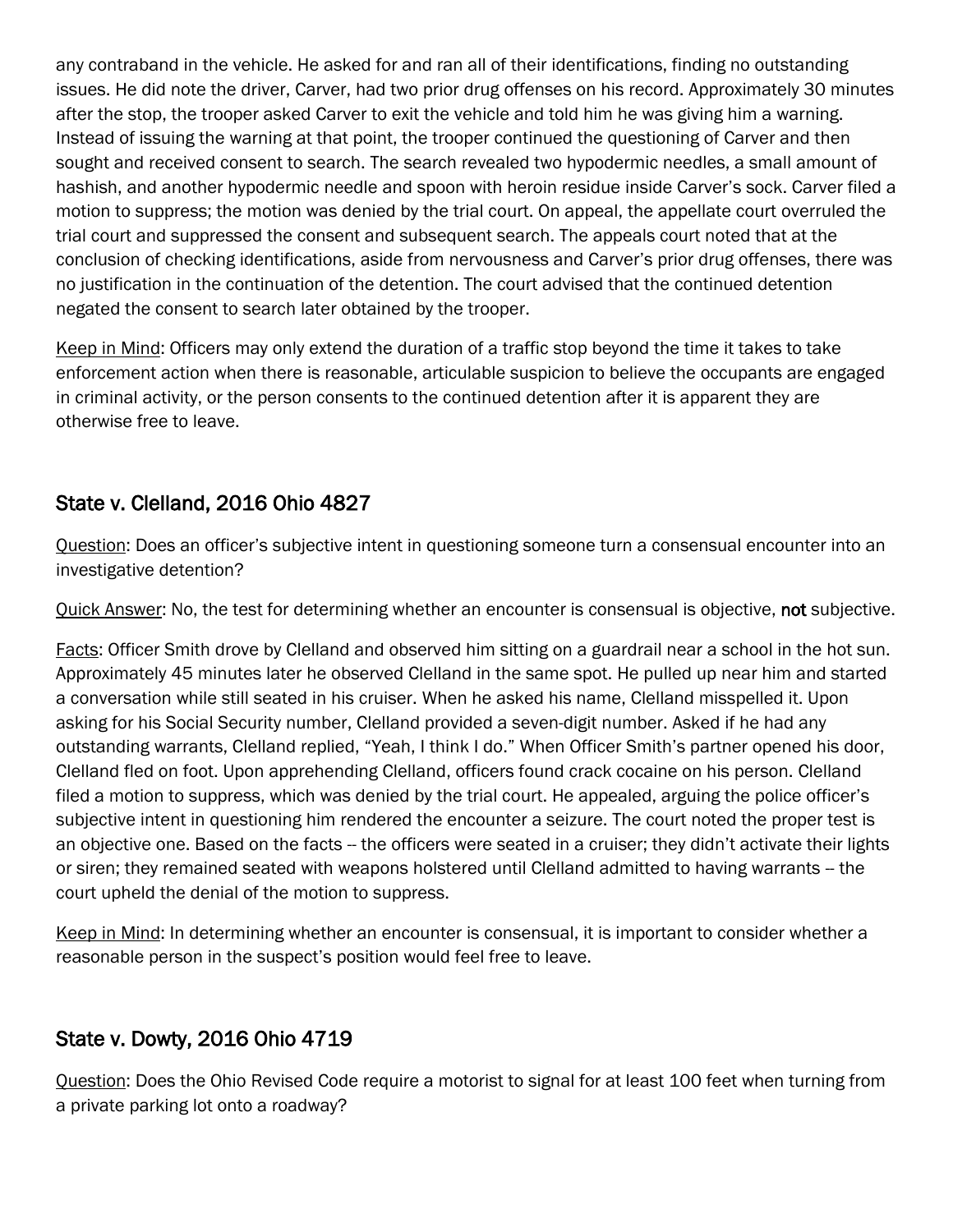any contraband in the vehicle. He asked for and ran all of their identifications, finding no outstanding issues. He did note the driver, Carver, had two prior drug offenses on his record. Approximately 30 minutes after the stop, the trooper asked Carver to exit the vehicle and told him he was giving him a warning. Instead of issuing the warning at that point, the trooper continued the questioning of Carver and then sought and received consent to search. The search revealed two hypodermic needles, a small amount of hashish, and another hypodermic needle and spoon with heroin residue inside Carver's sock. Carver filed a motion to suppress; the motion was denied by the trial court. On appeal, the appellate court overruled the trial court and suppressed the consent and subsequent search. The appeals court noted that at the conclusion of checking identifications, aside from nervousness and Carver's prior drug offenses, there was no justification in the continuation of the detention. The court advised that the continued detention negated the consent to search later obtained by the trooper.

Keep in Mind: Officers may only extend the duration of a traffic stop beyond the time it takes to take enforcement action when there is reasonable, articulable suspicion to believe the occupants are engaged in criminal activity, or the person consents to the continued detention after it is apparent they are otherwise free to leave.

## State v. Clelland, 2016 Ohio 4827

Question: Does an officer's subjective intent in questioning someone turn a consensual encounter into an investigative detention?

Quick Answer: No, the test for determining whether an encounter is consensual is objective, **not** subjective.

Facts: Officer Smith drove by Clelland and observed him sitting on a guardrail near a school in the hot sun. Approximately 45 minutes later he observed Clelland in the same spot. He pulled up near him and started a conversation while still seated in his cruiser. When he asked his name, Clelland misspelled it. Upon asking for his Social Security number, Clelland provided a seven-digit number. Asked if he had any outstanding warrants, Clelland replied, "Yeah, I think I do." When Officer Smith's partner opened his door, Clelland fled on foot. Upon apprehending Clelland, officers found crack cocaine on his person. Clelland filed a motion to suppress, which was denied by the trial court. He appealed, arguing the police officer's subjective intent in questioning him rendered the encounter a seizure. The court noted the proper test is an objective one. Based on the facts -- the officers were seated in a cruiser; they didn't activate their lights or siren; they remained seated with weapons holstered until Clelland admitted to having warrants -- the court upheld the denial of the motion to suppress.

Keep in Mind: In determining whether an encounter is consensual, it is important to consider whether a reasonable person in the suspect's position would feel free to leave.

## State v. Dowty, 2016 Ohio 4719

Question: Does the Ohio Revised Code require a motorist to signal for at least 100 feet when turning from a private parking lot onto a roadway?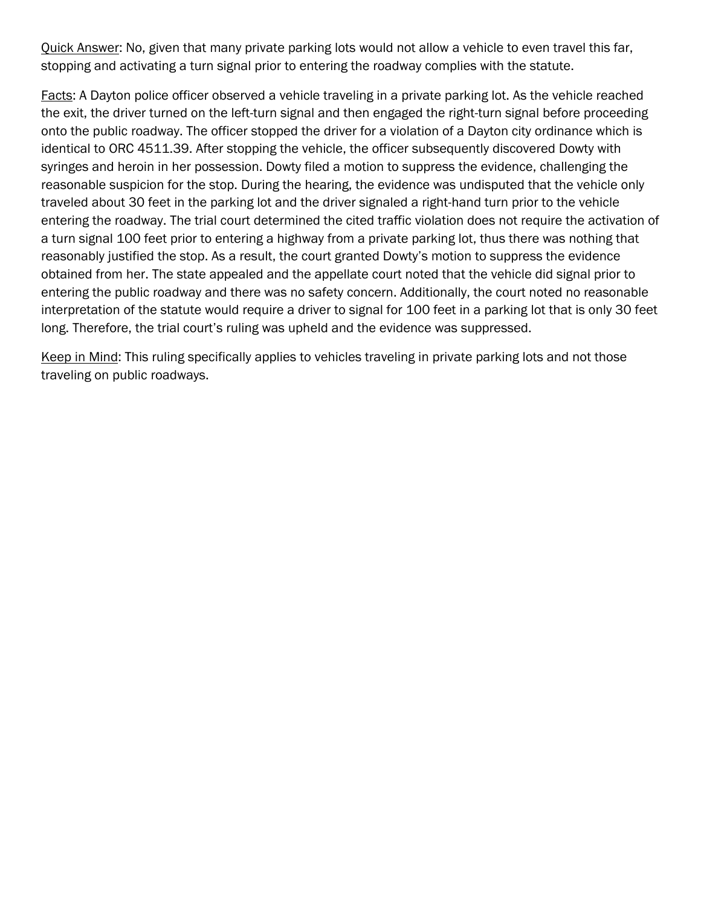<u>Quick Answer</u>: No, given that many private parking lots would not allow a vehicle to even travel this far, stopping and activating a turn signal prior to entering the roadway complies with the statute.

<u>Facts</u>: A Dayton police officer observed a vehicle traveling in a private parking lot. As the vehicle reached the exit, the driver turned on the left-turn signal and then engaged the right-turn signal before proceeding onto the public roadway. The officer stopped the driver for a violation of a Dayton city ordinance which is identical to ORC 4511.39. After stopping the vehicle, the officer subsequently discovered Dowty with syringes and heroin in her possession. Dowty filed a motion to suppress the evidence, challenging the reasonable suspicion for the stop. During the hearing, the evidence was undisputed that the vehicle only traveled about 30 feet in the parking lot and the driver signaled a right-hand turn prior to the vehicle entering the roadway. The trial court determined the cited traffic violation does not require the activation of a turn signal 100 feet prior to entering a highway from a private parking lot, thus there was nothing that reasonably justified the stop. As a result, the court granted Dowty's motion to suppress the evidence obtained from her. The state appealed and the appellate court noted that the vehicle did signal prior to entering the public roadway and there was no safety concern. Additionally, the court noted no reasonable interpretation of the statute would require a driver to signal for 100 feet in a parking lot that is only 30 feet long. Therefore, the trial court's ruling was upheld and the evidence was suppressed.

<u>Keep in Mind</u>: This ruling specifically applies to vehicles traveling in private parking lots and not those traveling on public roadways.